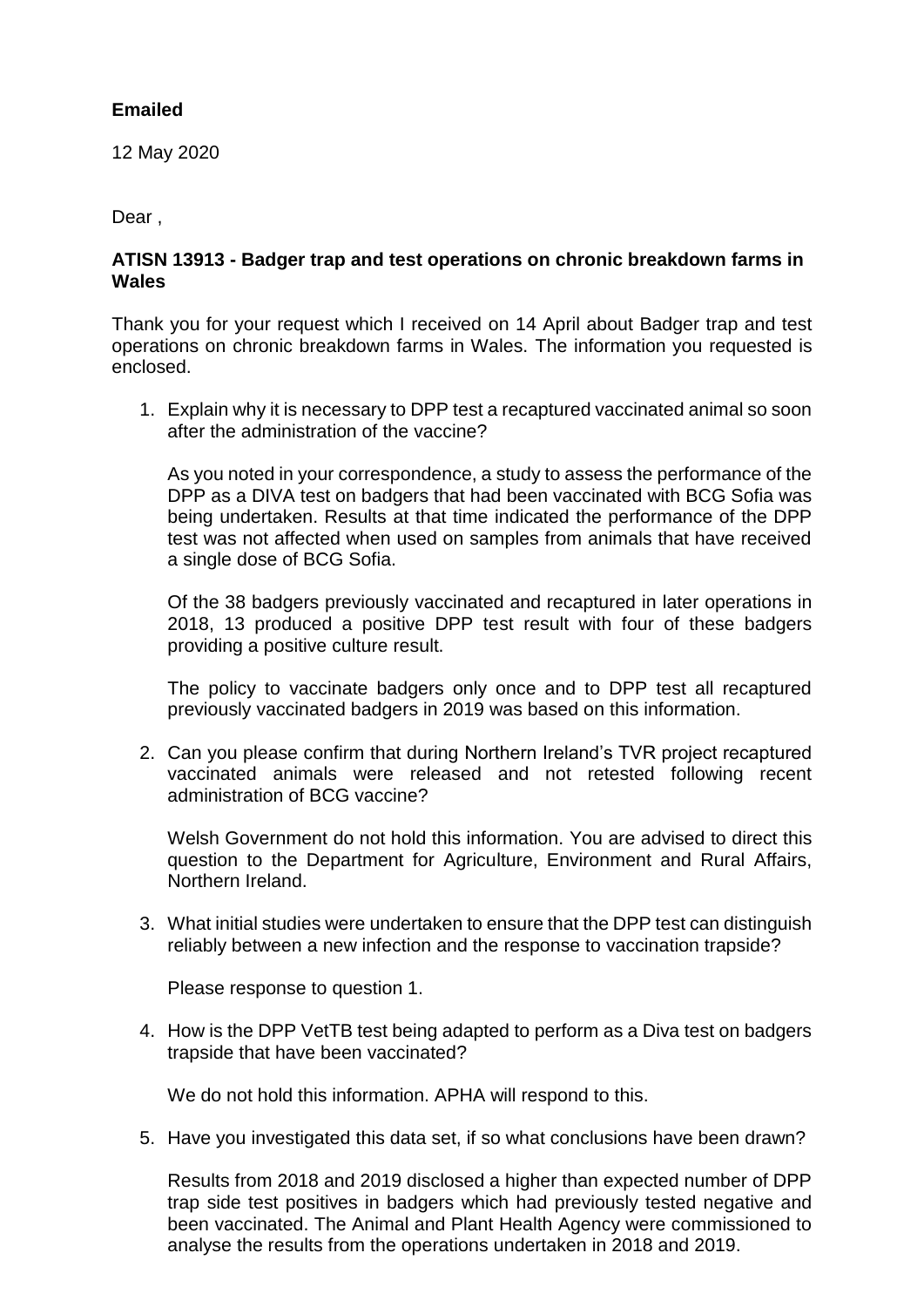**Emailed**

12 May 2020

Dear ,

**ATISN 13913 - Badger trap and test operations on chronic breakdown farms in Wales**

Thank you for your request which I received on 14 April about Badger trap and test operations on chronic breakdown farms in Wales. The information you requested is enclosed.

1. Explain why it is necessary to DPP test a recaptured vaccinated animal so soon after the administration of the vaccine?

   As you noted in your correspondence, a study to assess the performance of the DPP as a DIVA test on badgers that had been vaccinated with BCG Sofia was being undertaken. Results at that time indicated the performance of the DPP test was not affected when used on samples from animals that have received a single dose of BCG Sofia.

   Of the 38 badgers previously vaccinated and recaptured in later operations in 2018, 13 produced a positive DPP test result with four of these badgers providing a positive culture result.

   The policy to vaccinate badgers only once and to DPP test all recaptured previously vaccinated badgers in 2019 was based on this information.

2. Can you please confirm that during Northern Ireland's TVR project recaptured vaccinated animals were released and not retested following recent administration of BCG vaccine?

   Welsh Government do not hold this information. You are advised to direct this question to the Department for Agriculture, Environment and Rural Affairs, Northern Ireland.

3. What initial studies were undertaken to ensure that the DPP test can distinguish reliably between a new infection and the response to vaccination trapside?

   Please response to question 1.

4. How is the DPP VetTB test being adapted to perform as a Diva test on badgers trapside that have been vaccinated?

   We do not hold this information. APHA will respond to this.

5. Have you investigated this data set, if so what conclusions have been drawn?

   Results from 2018 and 2019 disclosed a higher than expected number of DPP trap side test positives in badgers which had previously tested negative and been vaccinated. The Animal and Plant Health Agency were commissioned to analyse the results from the operations undertaken in 2018 and 2019.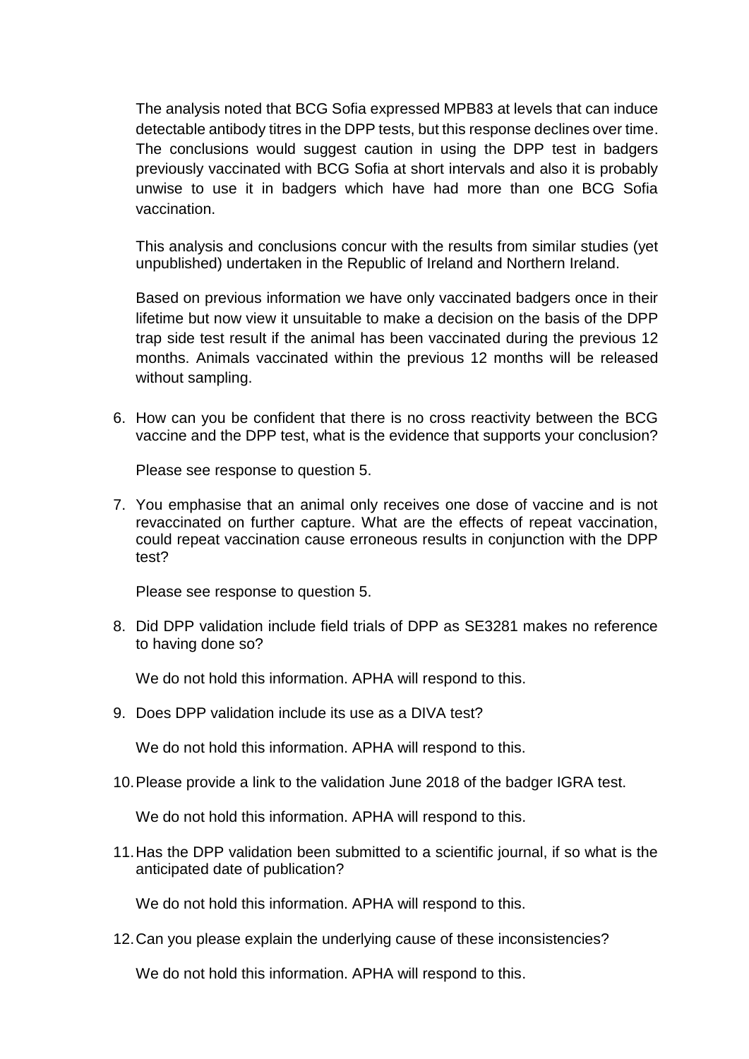The analysis noted that BCG Sofia expressed MPB83 at levels that can induce detectable antibody titres in the DPP tests, but this response declines over time. The conclusions would suggest caution in using the DPP test in badgers previously vaccinated with BCG Sofia at short intervals and also it is probably unwise to use it in badgers which have had more than one BCG Sofia vaccination.

This analysis and conclusions concur with the results from similar studies (yet unpublished) undertaken in the Republic of Ireland and Northern Ireland.

Based on previous information we have only vaccinated badgers once in their lifetime but now view it unsuitable to make a decision on the basis of the DPP trap side test result if the animal has been vaccinated during the previous 12 months. Animals vaccinated within the previous 12 months will be released without sampling.

6. How can you be confident that there is no cross reactivity between the BCG vaccine and the DPP test, what is the evidence that supports your conclusion?

   Please see response to question 5.

7. You emphasise that an animal only receives one dose of vaccine and is not revaccinated on further capture. What are the effects of repeat vaccination, could repeat vaccination cause erroneous results in conjunction with the DPP test?

   Please see response to question 5.

8. Did DPP validation include field trials of DPP as SE3281 makes no reference to having done so?

   We do not hold this information. APHA will respond to this.

9. Does DPP validation include its use as a DIVA test?

   We do not hold this information. APHA will respond to this.

10. Please provide a link to the validation June 2018 of the badger IGRA test.

    We do not hold this information. APHA will respond to this.

11. Has the DPP validation been submitted to a scientific journal, if so what is the anticipated date of publication?

    We do not hold this information. APHA will respond to this.

12. Can you please explain the underlying cause of these inconsistencies?

    We do not hold this information. APHA will respond to this.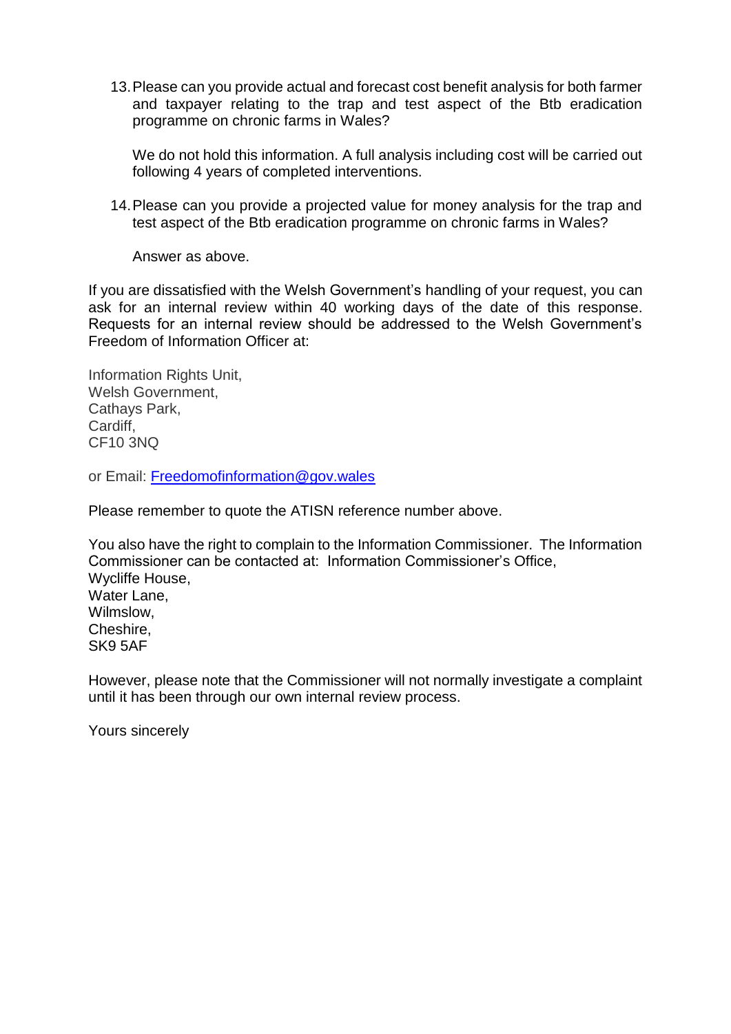13. Please can you provide actual and forecast cost benefit analysis for both farmer and taxpayer relating to the trap and test aspect of the Btb eradication programme on chronic farms in Wales?

    We do not hold this information. A full analysis including cost will be carried out following 4 years of completed interventions.

14. Please can you provide a projected value for money analysis for the trap and test aspect of the Btb eradication programme on chronic farms in Wales?

    Answer as above.

If you are dissatisfied with the Welsh Government's handling of your request, you can ask for an internal review within 40 working days of the date of this response. Requests for an internal review should be addressed to the Welsh Government's Freedom of Information Officer at:

Information Rights Unit,
Welsh Government,
Cathays Park,
Cardiff,
CF10 3NQ

or Email: [Freedomofinformation@gov.wales](mailto:Freedomofinformation@gov.wales)

Please remember to quote the ATISN reference number above.

You also have the right to complain to the Information Commissioner. The Information Commissioner can be contacted at: Information Commissioner's Office,
Wycliffe House,
Water Lane,
Wilmslow,
Cheshire,
SK9 5AF

However, please note that the Commissioner will not normally investigate a complaint until it has been through our own internal review process.

Yours sincerely